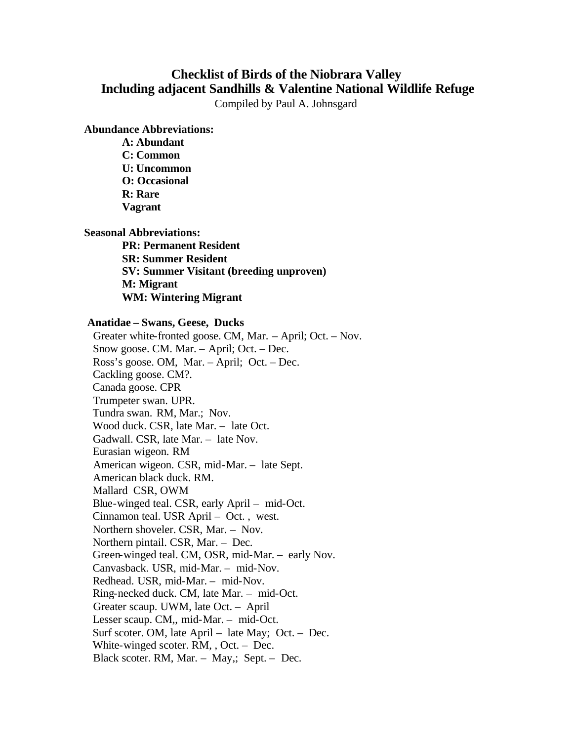# Checklist of Birds of the Niobrara Valley
## Including adjacent Sandhills & Valentine National Wildlife Refuge

Compiled by Paul A. Johnsgard

**Abundance Abbreviations:**

- **A: Abundant**
- **C: Common**
- **U: Uncommon**
- **O: Occasional**
- **R: Rare**
- **Vagrant**

**Seasonal Abbreviations:**

- **PR: Permanent Resident**
- **SR: Summer Resident**
- **SV: Summer Visitant (breeding unproven)**
- **M: Migrant**
- **WM: Wintering Migrant**

**Anatidae – Swans, Geese, Ducks**

Greater white-fronted goose. CM, Mar. – April; Oct. – Nov.
Snow goose. CM. Mar. – April; Oct. – Dec.
Ross's goose. OM, Mar. – April; Oct. – Dec.
Cackling goose. CM?.
Canada goose. CPR
Trumpeter swan. UPR.
Tundra swan. RM, Mar.; Nov.
Wood duck. CSR, late Mar. – late Oct.
Gadwall. CSR, late Mar. – late Nov.
Eurasian wigeon. RM
American wigeon. CSR, mid-Mar. – late Sept.
American black duck. RM.
Mallard CSR, OWM
Blue-winged teal. CSR, early April – mid-Oct.
Cinnamon teal. USR April – Oct. , west.
Northern shoveler. CSR, Mar. – Nov.
Northern pintail. CSR, Mar. – Dec.
Green-winged teal. CM, OSR, mid-Mar. – early Nov.
Canvasback. USR, mid-Mar. – mid-Nov.
Redhead. USR, mid-Mar. – mid-Nov.
Ring-necked duck. CM, late Mar. – mid-Oct.
Greater scaup. UWM, late Oct. – April
Lesser scaup. CM,, mid-Mar. – mid-Oct.
Surf scoter. OM, late April – late May; Oct. – Dec.
White-winged scoter. RM, , Oct. – Dec.
Black scoter. RM, Mar. – May,; Sept. – Dec.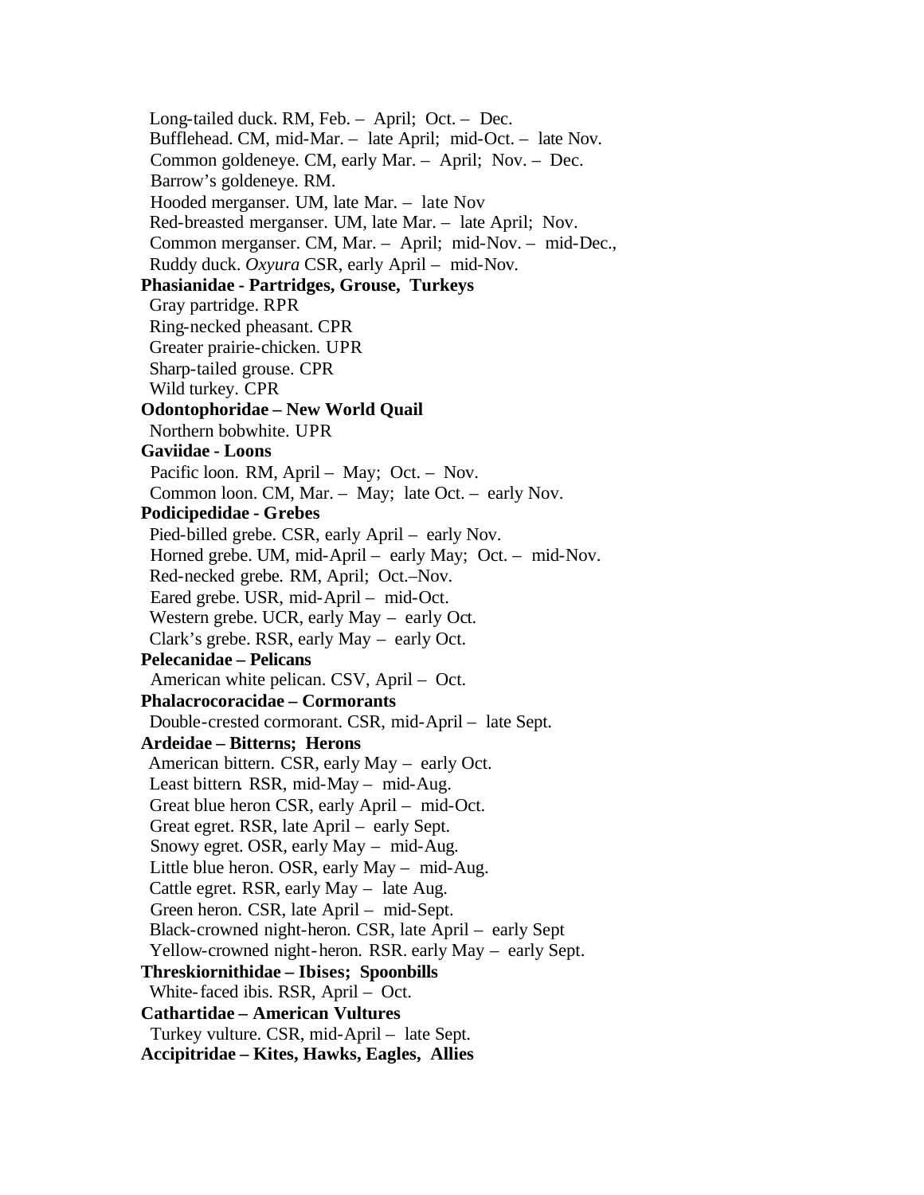Long-tailed duck. RM, Feb. – April; Oct. – Dec.  
Bufflehead. CM, mid-Mar. – late April; mid-Oct. – late Nov.  
Common goldeneye. CM, early Mar. – April; Nov. – Dec.  
Barrow's goldeneye. RM.  
Hooded merganser. UM, late Mar. – late Nov  
Red-breasted merganser. UM, late Mar. – late April; Nov.  
Common merganser. CM, Mar. – April; mid-Nov. – mid-Dec.,  
Ruddy duck. *Oxyura* CSR, early April – mid-Nov.

**Phasianidae - Partridges, Grouse, Turkeys**

Gray partridge. RPR  
Ring-necked pheasant. CPR  
Greater prairie-chicken. UPR  
Sharp-tailed grouse. CPR  
Wild turkey. CPR

**Odontophoridae – New World Quail**

Northern bobwhite. UPR

**Gaviidae - Loons**

Pacific loon. RM, April – May; Oct. – Nov.  
Common loon. CM, Mar. – May; late Oct. – early Nov.

**Podicipedidae - Grebes**

Pied-billed grebe. CSR, early April – early Nov.  
Horned grebe. UM, mid-April – early May; Oct. – mid-Nov.  
Red-necked grebe. RM, April; Oct.–Nov.  
Eared grebe. USR, mid-April – mid-Oct.  
Western grebe. UCR, early May – early Oct.  
Clark's grebe. RSR, early May – early Oct.

**Pelecanidae – Pelicans**

American white pelican. CSV, April – Oct.

**Phalacrocoracidae – Cormorants**

Double-crested cormorant. CSR, mid-April – late Sept.

**Ardeidae – Bitterns; Herons**

American bittern. CSR, early May – early Oct.  
Least bittern. RSR, mid-May – mid-Aug.  
Great blue heron CSR, early April – mid-Oct.  
Great egret. RSR, late April – early Sept.  
Snowy egret. OSR, early May – mid-Aug.  
Little blue heron. OSR, early May – mid-Aug.  
Cattle egret. RSR, early May – late Aug.  
Green heron. CSR, late April – mid-Sept.  
Black-crowned night-heron. CSR, late April – early Sept  
Yellow-crowned night-heron. RSR. early May – early Sept.

**Threskiornithidae – Ibises; Spoonbills**

White-faced ibis. RSR, April – Oct.

**Cathartidae – American Vultures**

Turkey vulture. CSR, mid-April – late Sept.

**Accipitridae – Kites, Hawks, Eagles, Allies**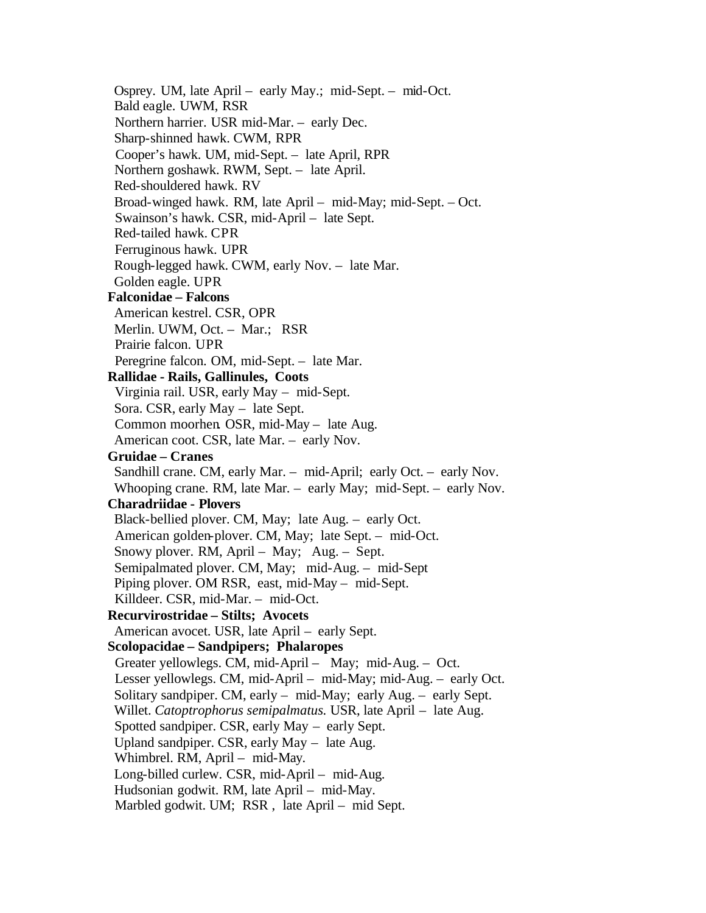Osprey. UM, late April – early May.; mid-Sept. – mid-Oct.
Bald eagle. UWM, RSR
Northern harrier. USR mid-Mar. – early Dec.
Sharp-shinned hawk. CWM, RPR
Cooper's hawk. UM, mid-Sept. – late April, RPR
Northern goshawk. RWM, Sept. – late April.
Red-shouldered hawk. RV
Broad-winged hawk. RM, late April – mid-May; mid-Sept. – Oct.
Swainson's hawk. CSR, mid-April – late Sept.
Red-tailed hawk. CPR
Ferruginous hawk. UPR
Rough-legged hawk. CWM, early Nov. – late Mar.
Golden eagle. UPR

**Falconidae – Falcons**

American kestrel. CSR, OPR
Merlin. UWM, Oct. – Mar.; RSR
Prairie falcon. UPR
Peregrine falcon. OM, mid-Sept. – late Mar.

**Rallidae - Rails, Gallinules, Coots**

Virginia rail. USR, early May – mid-Sept.
Sora. CSR, early May – late Sept.
Common moorhen. OSR, mid-May – late Aug.
American coot. CSR, late Mar. – early Nov.

**Gruidae – Cranes**

Sandhill crane. CM, early Mar. – mid-April; early Oct. – early Nov.
Whooping crane. RM, late Mar. – early May; mid-Sept. – early Nov.

**Charadriidae - Plovers**

Black-bellied plover. CM, May; late Aug. – early Oct.
American golden-plover. CM, May; late Sept. – mid-Oct.
Snowy plover. RM, April – May; Aug. – Sept.
Semipalmated plover. CM, May; mid-Aug. – mid-Sept
Piping plover. OM RSR, east, mid-May – mid-Sept.
Killdeer. CSR, mid-Mar. – mid-Oct.

**Recurvirostridae – Stilts; Avocets**

American avocet. USR, late April – early Sept.

**Scolopacidae – Sandpipers; Phalaropes**

Greater yellowlegs. CM, mid-April – May; mid-Aug. – Oct.
Lesser yellowlegs. CM, mid-April – mid-May; mid-Aug. – early Oct.
Solitary sandpiper. CM, early – mid-May; early Aug. – early Sept.
Willet. *Catoptrophorus semipalmatus.* USR, late April – late Aug.
Spotted sandpiper. CSR, early May – early Sept.
Upland sandpiper. CSR, early May – late Aug.
Whimbrel. RM, April – mid-May.
Long-billed curlew. CSR, mid-April – mid-Aug.
Hudsonian godwit. RM, late April – mid-May.
Marbled godwit. UM; RSR , late April – mid Sept.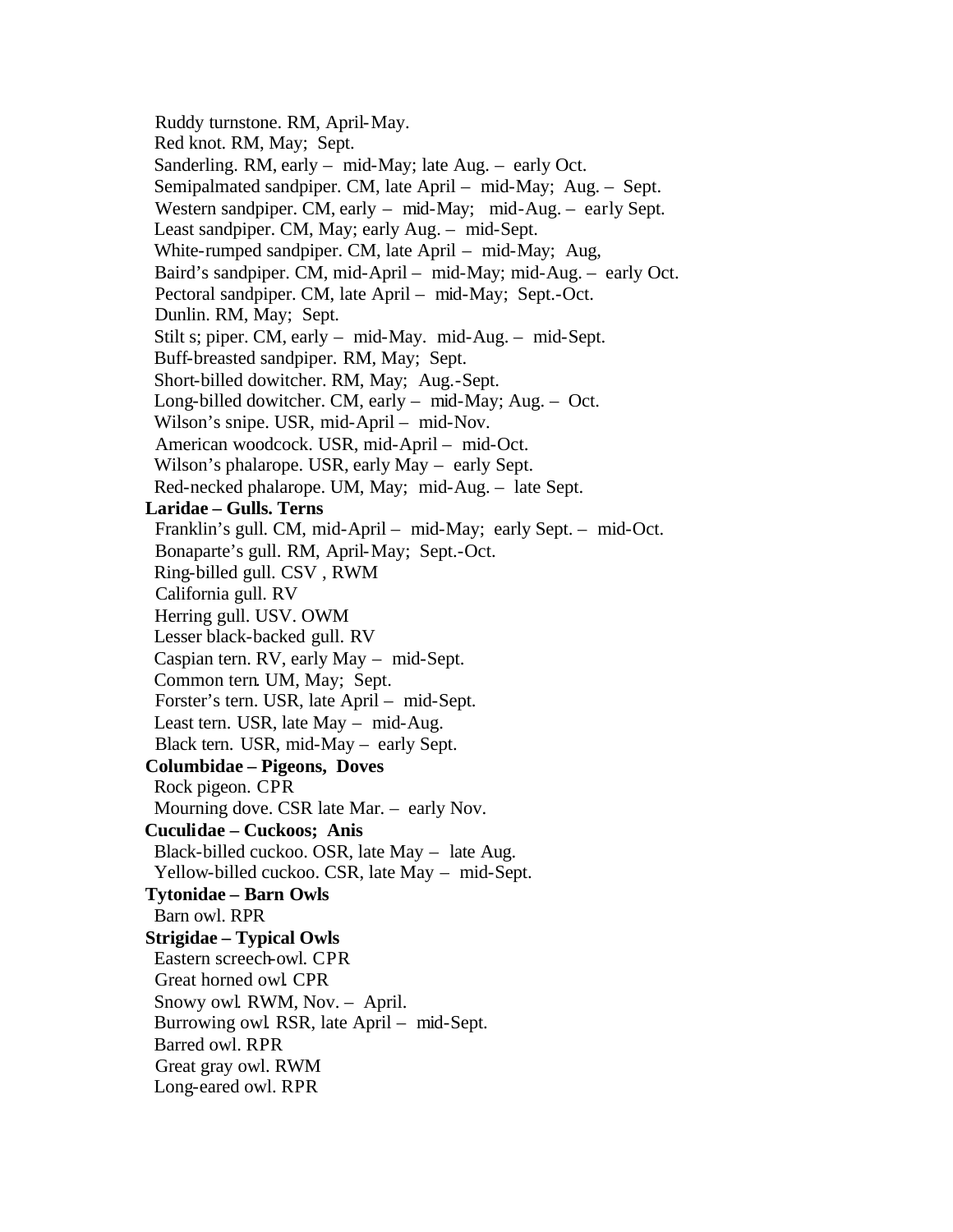Ruddy turnstone. RM, April-May.
Red knot. RM, May; Sept.
Sanderling. RM, early – mid-May; late Aug. – early Oct.
Semipalmated sandpiper. CM, late April – mid-May; Aug. – Sept.
Western sandpiper. CM, early – mid-May; mid-Aug. – early Sept.
Least sandpiper. CM, May; early Aug. – mid-Sept.
White-rumped sandpiper. CM, late April – mid-May; Aug,
Baird's sandpiper. CM, mid-April – mid-May; mid-Aug. – early Oct.
Pectoral sandpiper. CM, late April – mid-May; Sept.-Oct.
Dunlin. RM, May; Sept.
Stilt s; piper. CM, early – mid-May. mid-Aug. – mid-Sept.
Buff-breasted sandpiper. RM, May; Sept.
Short-billed dowitcher. RM, May; Aug.-Sept.
Long-billed dowitcher. CM, early – mid-May; Aug. – Oct.
Wilson's snipe. USR, mid-April – mid-Nov.
American woodcock. USR, mid-April – mid-Oct.
Wilson's phalarope. USR, early May – early Sept.
Red-necked phalarope. UM, May; mid-Aug. – late Sept.

**Laridae – Gulls. Terns**

Franklin's gull. CM, mid-April – mid-May; early Sept. – mid-Oct.
Bonaparte's gull. RM, April-May; Sept.-Oct.
Ring-billed gull. CSV , RWM
California gull. RV
Herring gull. USV. OWM
Lesser black-backed gull. RV
Caspian tern. RV, early May – mid-Sept.
Common tern. UM, May; Sept.
Forster's tern. USR, late April – mid-Sept.
Least tern. USR, late May – mid-Aug.
Black tern. USR, mid-May – early Sept.

**Columbidae – Pigeons, Doves**

Rock pigeon. CPR
Mourning dove. CSR late Mar. – early Nov.

**Cuculidae – Cuckoos; Anis**

Black-billed cuckoo. OSR, late May – late Aug.
Yellow-billed cuckoo. CSR, late May – mid-Sept.

**Tytonidae – Barn Owls**

Barn owl. RPR

**Strigidae – Typical Owls**

Eastern screech-owl. CPR
Great horned owl. CPR
Snowy owl. RWM, Nov. – April.
Burrowing owl. RSR, late April – mid-Sept.
Barred owl. RPR
Great gray owl. RWM
Long-eared owl. RPR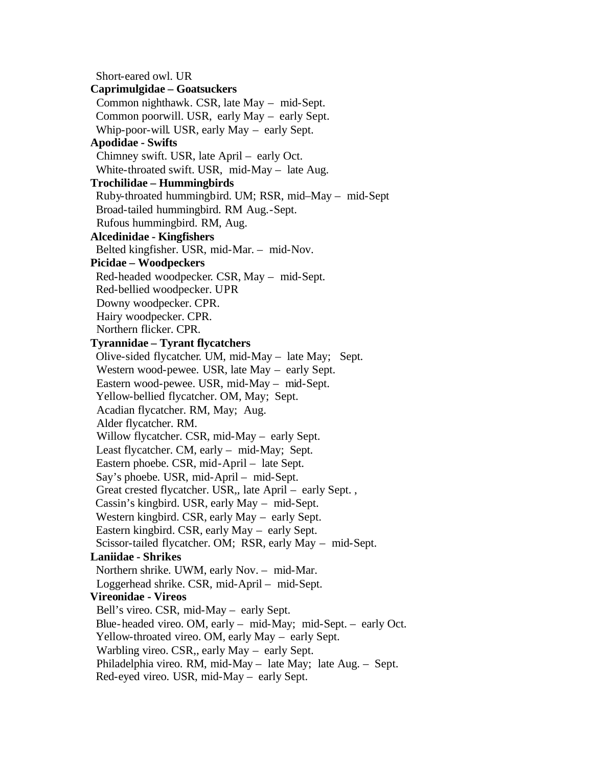Short-eared owl. UR

**Caprimulgidae – Goatsuckers**

Common nighthawk. CSR, late May – mid-Sept.
Common poorwill. USR, early May – early Sept.
Whip-poor-will. USR, early May – early Sept.

**Apodidae - Swifts**

Chimney swift. USR, late April – early Oct.
White-throated swift. USR, mid-May – late Aug.

**Trochilidae – Hummingbirds**

Ruby-throated hummingbird. UM; RSR, mid–May – mid-Sept
Broad-tailed hummingbird. RM Aug.-Sept.
Rufous hummingbird. RM, Aug.

**Alcedinidae - Kingfishers**

Belted kingfisher. USR, mid-Mar. – mid-Nov.

**Picidae – Woodpeckers**

Red-headed woodpecker. CSR, May – mid-Sept.
Red-bellied woodpecker. UPR
Downy woodpecker. CPR.
Hairy woodpecker. CPR.
Northern flicker. CPR.

**Tyrannidae – Tyrant flycatchers**

Olive-sided flycatcher. UM, mid-May – late May; Sept.
Western wood-pewee. USR, late May – early Sept.
Eastern wood-pewee. USR, mid-May – mid-Sept.
Yellow-bellied flycatcher. OM, May; Sept.
Acadian flycatcher. RM, May; Aug.
Alder flycatcher. RM.
Willow flycatcher. CSR, mid-May – early Sept.
Least flycatcher. CM, early – mid-May; Sept.
Eastern phoebe. CSR, mid-April – late Sept.
Say's phoebe. USR, mid-April – mid-Sept.
Great crested flycatcher. USR,, late April – early Sept. ,
Cassin's kingbird. USR, early May – mid-Sept.
Western kingbird. CSR, early May – early Sept.
Eastern kingbird. CSR, early May – early Sept.
Scissor-tailed flycatcher. OM; RSR, early May – mid-Sept.

**Laniidae - Shrikes**

Northern shrike. UWM, early Nov. – mid-Mar.
Loggerhead shrike. CSR, mid-April – mid-Sept.

**Vireonidae - Vireos**

Bell's vireo. CSR, mid-May – early Sept.
Blue-headed vireo. OM, early – mid-May; mid-Sept. – early Oct.
Yellow-throated vireo. OM, early May – early Sept.
Warbling vireo. CSR,, early May – early Sept.
Philadelphia vireo. RM, mid-May – late May; late Aug. – Sept.
Red-eyed vireo. USR, mid-May – early Sept.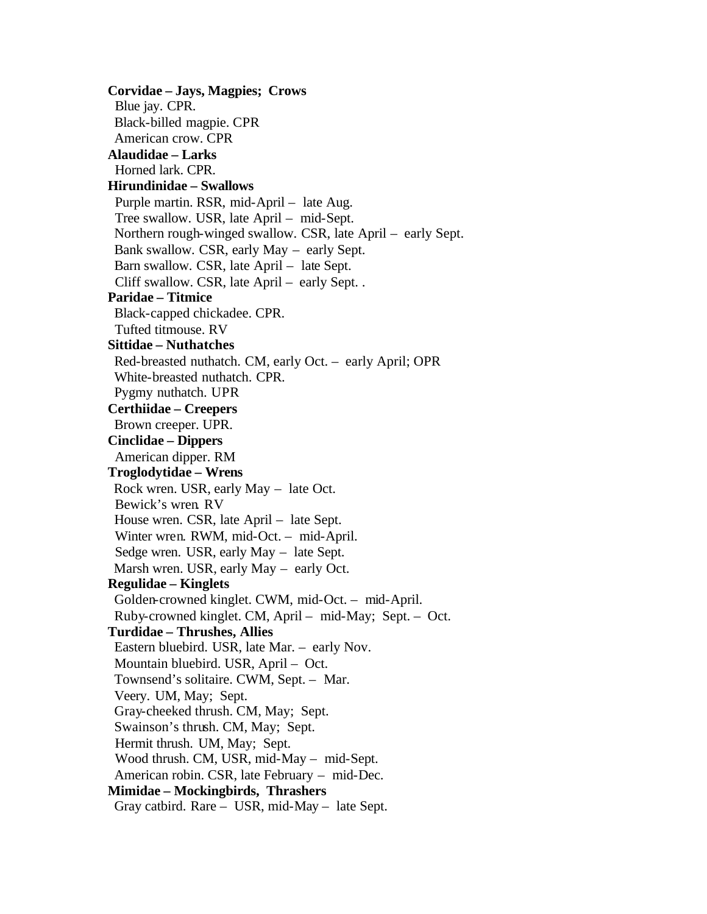**Corvidae – Jays, Magpies; Crows**

Blue jay. CPR.
Black-billed magpie. CPR
American crow. CPR

**Alaudidae – Larks**

Horned lark. CPR.

**Hirundinidae – Swallows**

Purple martin. RSR, mid-April – late Aug.
Tree swallow. USR, late April – mid-Sept.
Northern rough-winged swallow. CSR, late April – early Sept.
Bank swallow. CSR, early May – early Sept.
Barn swallow. CSR, late April – late Sept.
Cliff swallow. CSR, late April – early Sept. .

**Paridae – Titmice**

Black-capped chickadee. CPR.
Tufted titmouse. RV

**Sittidae – Nuthatches**

Red-breasted nuthatch. CM, early Oct. – early April; OPR
White-breasted nuthatch. CPR.
Pygmy nuthatch. UPR

**Certhiidae – Creepers**

Brown creeper. UPR.

**Cinclidae – Dippers**

American dipper. RM

**Troglodytidae – Wrens**

Rock wren. USR, early May – late Oct.
Bewick's wren. RV
House wren. CSR, late April – late Sept.
Winter wren. RWM, mid-Oct. – mid-April.
Sedge wren. USR, early May – late Sept.
Marsh wren. USR, early May – early Oct.

**Regulidae – Kinglets**

Golden-crowned kinglet. CWM, mid-Oct. – mid-April.
Ruby-crowned kinglet. CM, April – mid-May; Sept. – Oct.

**Turdidae – Thrushes, Allies**

Eastern bluebird. USR, late Mar. – early Nov.
Mountain bluebird. USR, April – Oct.
Townsend's solitaire. CWM, Sept. – Mar.
Veery. UM, May; Sept.
Gray-cheeked thrush. CM, May; Sept.
Swainson's thrush. CM, May; Sept.
Hermit thrush. UM, May; Sept.
Wood thrush. CM, USR, mid-May – mid-Sept.
American robin. CSR, late February – mid-Dec.

**Mimidae – Mockingbirds, Thrashers**

Gray catbird. Rare – USR, mid-May – late Sept.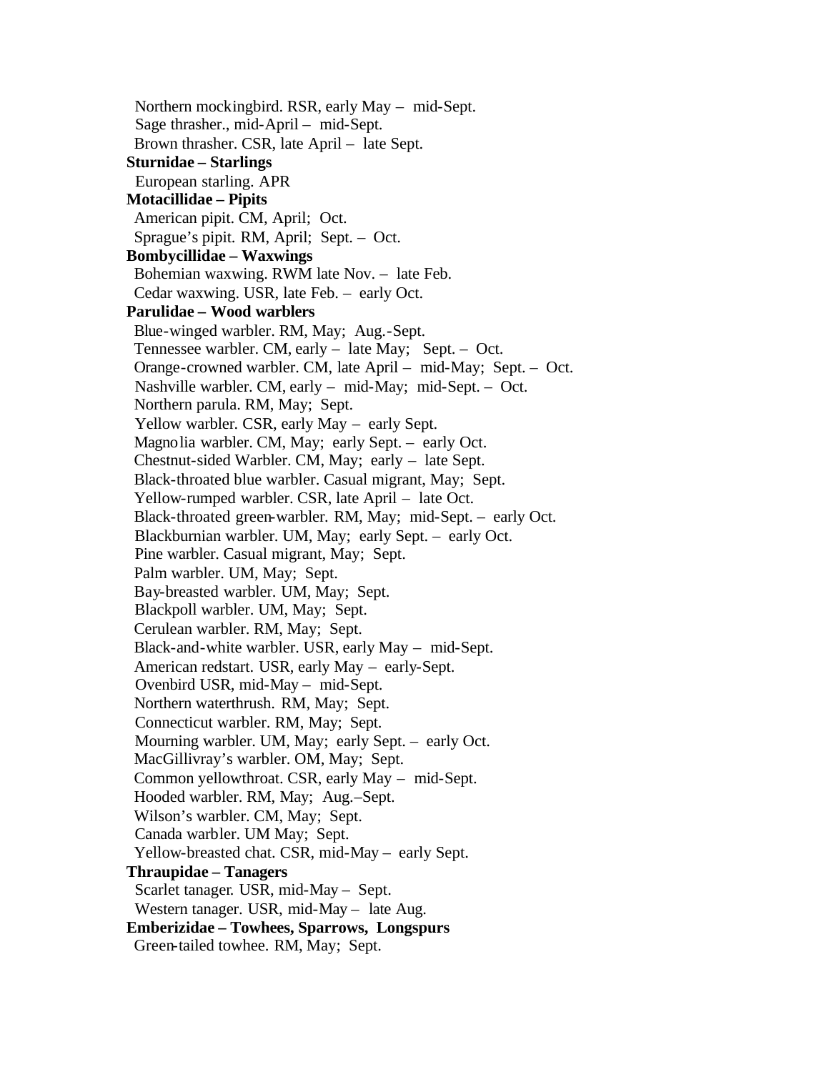Northern mockingbird. RSR, early May – mid-Sept.
Sage thrasher., mid-April – mid-Sept.
Brown thrasher. CSR, late April – late Sept.

**Sturnidae – Starlings**

European starling. APR

**Motacillidae – Pipits**

American pipit. CM, April; Oct.
Sprague's pipit. RM, April; Sept. – Oct.

**Bombycillidae – Waxwings**

Bohemian waxwing. RWM late Nov. – late Feb.
Cedar waxwing. USR, late Feb. – early Oct.

**Parulidae – Wood warblers**

Blue-winged warbler. RM, May; Aug.-Sept.
Tennessee warbler. CM, early – late May; Sept. – Oct.
Orange-crowned warbler. CM, late April – mid-May; Sept. – Oct.
Nashville warbler. CM, early – mid-May; mid-Sept. – Oct.
Northern parula. RM, May; Sept.
Yellow warbler. CSR, early May – early Sept.
Magnolia warbler. CM, May; early Sept. – early Oct.
Chestnut-sided Warbler. CM, May; early – late Sept.
Black-throated blue warbler. Casual migrant, May; Sept.
Yellow-rumped warbler. CSR, late April – late Oct.
Black-throated green-warbler. RM, May; mid-Sept. – early Oct.
Blackburnian warbler. UM, May; early Sept. – early Oct.
Pine warbler. Casual migrant, May; Sept.
Palm warbler. UM, May; Sept.
Bay-breasted warbler. UM, May; Sept.
Blackpoll warbler. UM, May; Sept.
Cerulean warbler. RM, May; Sept.
Black-and-white warbler. USR, early May – mid-Sept.
American redstart. USR, early May – early-Sept.
Ovenbird USR, mid-May – mid-Sept.
Northern waterthrush. RM, May; Sept.
Connecticut warbler. RM, May; Sept.
Mourning warbler. UM, May; early Sept. – early Oct.
MacGillivray's warbler. OM, May; Sept.
Common yellowthroat. CSR, early May – mid-Sept.
Hooded warbler. RM, May; Aug.–Sept.
Wilson's warbler. CM, May; Sept.
Canada warbler. UM May; Sept.
Yellow-breasted chat. CSR, mid-May – early Sept.

**Thraupidae – Tanagers**

Scarlet tanager. USR, mid-May – Sept.
Western tanager. USR, mid-May – late Aug.

**Emberizidae – Towhees, Sparrows, Longspurs**

Green-tailed towhee. RM, May; Sept.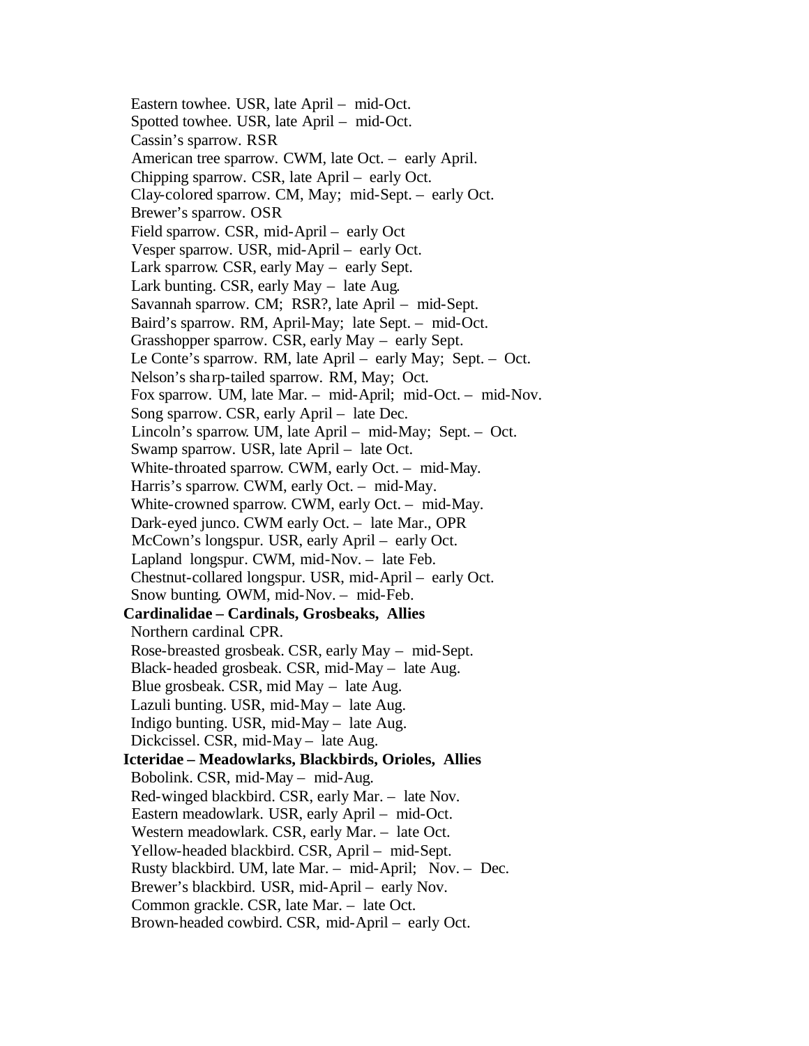Eastern towhee. USR, late April – mid-Oct.
Spotted towhee. USR, late April – mid-Oct.
Cassin's sparrow. RSR
American tree sparrow. CWM, late Oct. – early April.
Chipping sparrow. CSR, late April – early Oct.
Clay-colored sparrow. CM, May; mid-Sept. – early Oct.
Brewer's sparrow. OSR
Field sparrow. CSR, mid-April – early Oct
Vesper sparrow. USR, mid-April – early Oct.
Lark sparrow. CSR, early May – early Sept.
Lark bunting. CSR, early May – late Aug.
Savannah sparrow. CM; RSR?, late April – mid-Sept.
Baird's sparrow. RM, April-May; late Sept. – mid-Oct.
Grasshopper sparrow. CSR, early May – early Sept.
Le Conte's sparrow. RM, late April – early May; Sept. – Oct.
Nelson's sharp-tailed sparrow. RM, May; Oct.
Fox sparrow. UM, late Mar. – mid-April; mid-Oct. – mid-Nov.
Song sparrow. CSR, early April – late Dec.
Lincoln's sparrow. UM, late April – mid-May; Sept. – Oct.
Swamp sparrow. USR, late April – late Oct.
White-throated sparrow. CWM, early Oct. – mid-May.
Harris's sparrow. CWM, early Oct. – mid-May.
White-crowned sparrow. CWM, early Oct. – mid-May.
Dark-eyed junco. CWM early Oct. – late Mar., OPR
McCown's longspur. USR, early April – early Oct.
Lapland longspur. CWM, mid-Nov. – late Feb.
Chestnut-collared longspur. USR, mid-April – early Oct.
Snow bunting. OWM, mid-Nov. – mid-Feb.

**Cardinalidae – Cardinals, Grosbeaks, Allies**

Northern cardinal. CPR.
Rose-breasted grosbeak. CSR, early May – mid-Sept.
Black-headed grosbeak. CSR, mid-May – late Aug.
Blue grosbeak. CSR, mid May – late Aug.
Lazuli bunting. USR, mid-May – late Aug.
Indigo bunting. USR, mid-May – late Aug.
Dickcissel. CSR, mid-May – late Aug.

**Icteridae – Meadowlarks, Blackbirds, Orioles, Allies**

Bobolink. CSR, mid-May – mid-Aug.
Red-winged blackbird. CSR, early Mar. – late Nov.
Eastern meadowlark. USR, early April – mid-Oct.
Western meadowlark. CSR, early Mar. – late Oct.
Yellow-headed blackbird. CSR, April – mid-Sept.
Rusty blackbird. UM, late Mar. – mid-April; Nov. – Dec.
Brewer's blackbird. USR, mid-April – early Nov.
Common grackle. CSR, late Mar. – late Oct.
Brown-headed cowbird. CSR, mid-April – early Oct.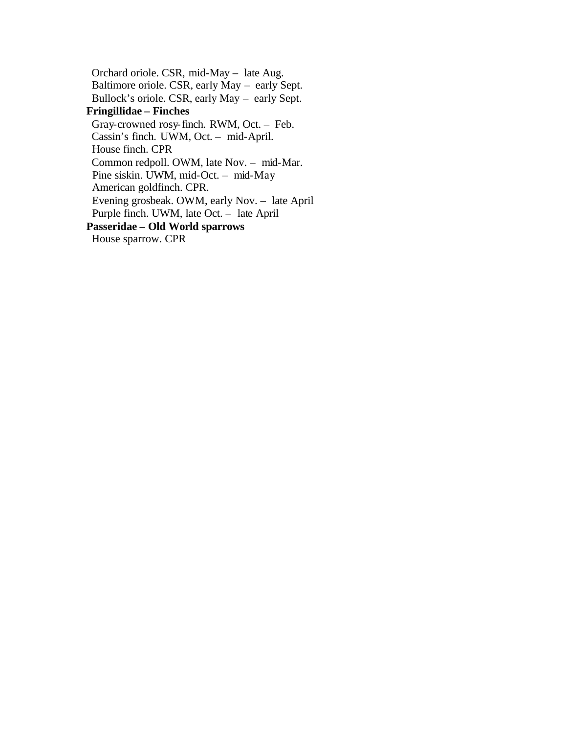Orchard oriole. CSR, mid-May – late Aug.
Baltimore oriole. CSR, early May – early Sept.
Bullock's oriole. CSR, early May – early Sept.

**Fringillidae – Finches**

Gray-crowned rosy-finch. RWM, Oct. – Feb.
Cassin's finch. UWM, Oct. – mid-April.
House finch. CPR
Common redpoll. OWM, late Nov. – mid-Mar.
Pine siskin. UWM, mid-Oct. – mid-May
American goldfinch. CPR.
Evening grosbeak. OWM, early Nov. – late April
Purple finch. UWM, late Oct. – late April

**Passeridae – Old World sparrows**

House sparrow. CPR